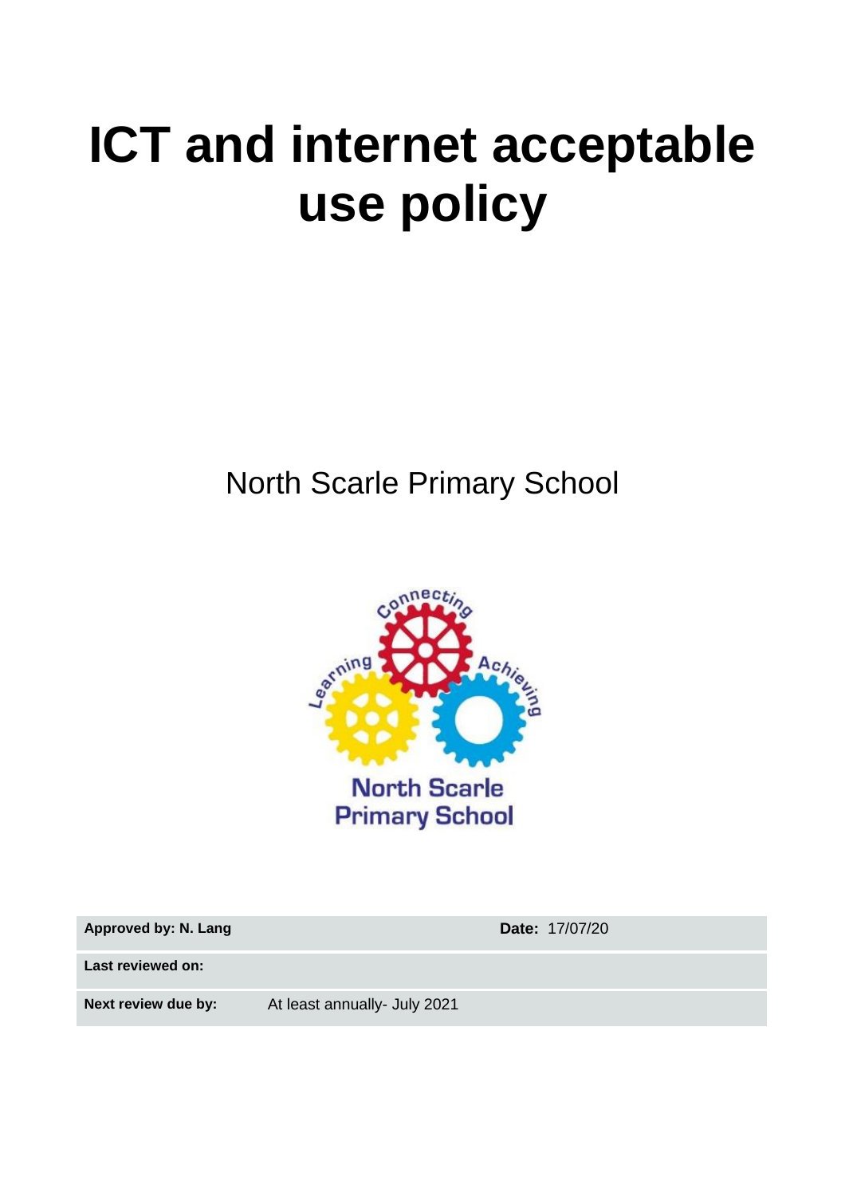# ICT and internet acceptable use policy

North Scarle Primary School

| **Approved by: N. Lang** | | **Date:** 17/07/20 |
| --- | --- | --- |
| **Last reviewed on:** | | |
| **Next review due by:** | At least annually- July 2021 | |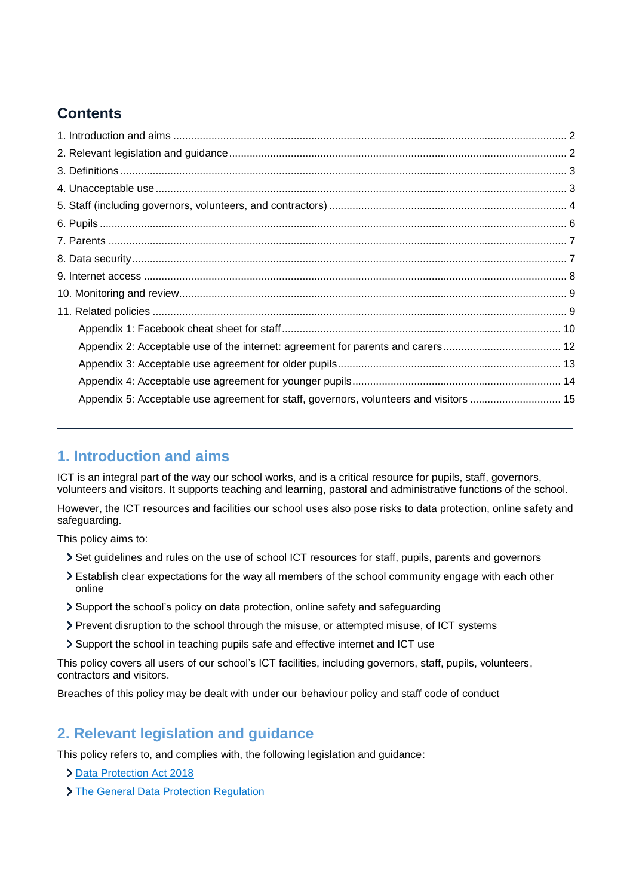## Contents

1. Introduction and aims ........ 2
2. Relevant legislation and guidance ........ 2
3. Definitions ........ 3
4. Unacceptable use ........ 3
5. Staff (including governors, volunteers, and contractors) ........ 4
6. Pupils ........ 6
7. Parents ........ 7
8. Data security ........ 7
9. Internet access ........ 8
10. Monitoring and review ........ 9
11. Related policies ........ 9
    - Appendix 1: Facebook cheat sheet for staff ........ 10
    - Appendix 2: Acceptable use of the internet: agreement for parents and carers ........ 12
    - Appendix 3: Acceptable use agreement for older pupils ........ 13
    - Appendix 4: Acceptable use agreement for younger pupils ........ 14
    - Appendix 5: Acceptable use agreement for staff, governors, volunteers and visitors ........ 15

---

## 1. Introduction and aims

ICT is an integral part of the way our school works, and is a critical resource for pupils, staff, governors, volunteers and visitors. It supports teaching and learning, pastoral and administrative functions of the school.

However, the ICT resources and facilities our school uses also pose risks to data protection, online safety and safeguarding.

This policy aims to:

- Set guidelines and rules on the use of school ICT resources for staff, pupils, parents and governors
- Establish clear expectations for the way all members of the school community engage with each other online
- Support the school's policy on data protection, online safety and safeguarding
- Prevent disruption to the school through the misuse, or attempted misuse, of ICT systems
- Support the school in teaching pupils safe and effective internet and ICT use

This policy covers all users of our school's ICT facilities, including governors, staff, pupils, volunteers, contractors and visitors.

Breaches of this policy may be dealt with under our behaviour policy and staff code of conduct

## 2. Relevant legislation and guidance

This policy refers to, and complies with, the following legislation and guidance:

- Data Protection Act 2018
- The General Data Protection Regulation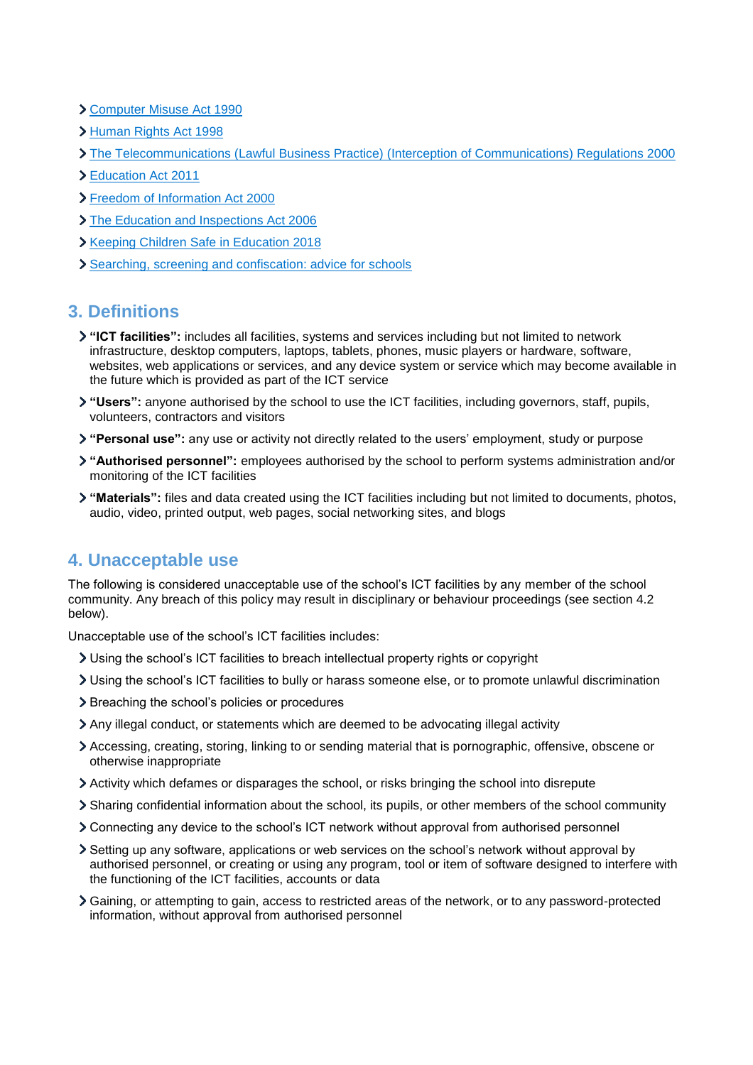- [Computer Misuse Act 1990]
- [Human Rights Act 1998]
- [The Telecommunications (Lawful Business Practice) (Interception of Communications) Regulations 2000]
- [Education Act 2011]
- [Freedom of Information Act 2000]
- [The Education and Inspections Act 2006]
- [Keeping Children Safe in Education 2018]
- [Searching, screening and confiscation: advice for schools]

## 3. Definitions

- **"ICT facilities":** includes all facilities, systems and services including but not limited to network infrastructure, desktop computers, laptops, tablets, phones, music players or hardware, software, websites, web applications or services, and any device system or service which may become available in the future which is provided as part of the ICT service
- **"Users":** anyone authorised by the school to use the ICT facilities, including governors, staff, pupils, volunteers, contractors and visitors
- **"Personal use":** any use or activity not directly related to the users' employment, study or purpose
- **"Authorised personnel":** employees authorised by the school to perform systems administration and/or monitoring of the ICT facilities
- **"Materials":** files and data created using the ICT facilities including but not limited to documents, photos, audio, video, printed output, web pages, social networking sites, and blogs

## 4. Unacceptable use

The following is considered unacceptable use of the school's ICT facilities by any member of the school community. Any breach of this policy may result in disciplinary or behaviour proceedings (see section 4.2 below).

Unacceptable use of the school's ICT facilities includes:

- Using the school's ICT facilities to breach intellectual property rights or copyright
- Using the school's ICT facilities to bully or harass someone else, or to promote unlawful discrimination
- Breaching the school's policies or procedures
- Any illegal conduct, or statements which are deemed to be advocating illegal activity
- Accessing, creating, storing, linking to or sending material that is pornographic, offensive, obscene or otherwise inappropriate
- Activity which defames or disparages the school, or risks bringing the school into disrepute
- Sharing confidential information about the school, its pupils, or other members of the school community
- Connecting any device to the school's ICT network without approval from authorised personnel
- Setting up any software, applications or web services on the school's network without approval by authorised personnel, or creating or using any program, tool or item of software designed to interfere with the functioning of the ICT facilities, accounts or data
- Gaining, or attempting to gain, access to restricted areas of the network, or to any password-protected information, without approval from authorised personnel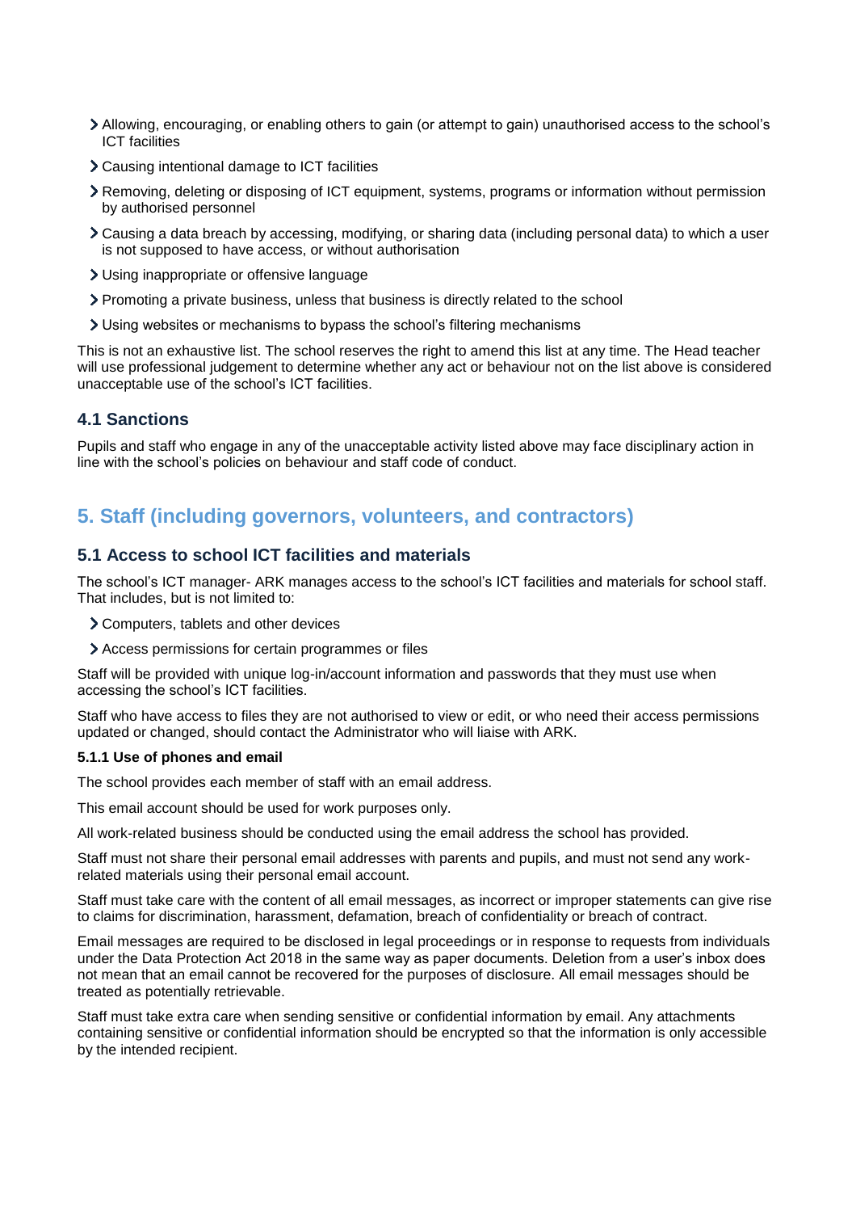- Allowing, encouraging, or enabling others to gain (or attempt to gain) unauthorised access to the school's ICT facilities
- Causing intentional damage to ICT facilities
- Removing, deleting or disposing of ICT equipment, systems, programs or information without permission by authorised personnel
- Causing a data breach by accessing, modifying, or sharing data (including personal data) to which a user is not supposed to have access, or without authorisation
- Using inappropriate or offensive language
- Promoting a private business, unless that business is directly related to the school
- Using websites or mechanisms to bypass the school's filtering mechanisms

This is not an exhaustive list. The school reserves the right to amend this list at any time. The Head teacher will use professional judgement to determine whether any act or behaviour not on the list above is considered unacceptable use of the school's ICT facilities.

### 4.1 Sanctions

Pupils and staff who engage in any of the unacceptable activity listed above may face disciplinary action in line with the school's policies on behaviour and staff code of conduct.

## 5. Staff (including governors, volunteers, and contractors)

### 5.1 Access to school ICT facilities and materials

The school's ICT manager- ARK manages access to the school's ICT facilities and materials for school staff. That includes, but is not limited to:

- Computers, tablets and other devices
- Access permissions for certain programmes or files

Staff will be provided with unique log-in/account information and passwords that they must use when accessing the school's ICT facilities.

Staff who have access to files they are not authorised to view or edit, or who need their access permissions updated or changed, should contact the Administrator who will liaise with ARK.

**5.1.1 Use of phones and email**

The school provides each member of staff with an email address.

This email account should be used for work purposes only.

All work-related business should be conducted using the email address the school has provided.

Staff must not share their personal email addresses with parents and pupils, and must not send any work-related materials using their personal email account.

Staff must take care with the content of all email messages, as incorrect or improper statements can give rise to claims for discrimination, harassment, defamation, breach of confidentiality or breach of contract.

Email messages are required to be disclosed in legal proceedings or in response to requests from individuals under the Data Protection Act 2018 in the same way as paper documents. Deletion from a user's inbox does not mean that an email cannot be recovered for the purposes of disclosure. All email messages should be treated as potentially retrievable.

Staff must take extra care when sending sensitive or confidential information by email. Any attachments containing sensitive or confidential information should be encrypted so that the information is only accessible by the intended recipient.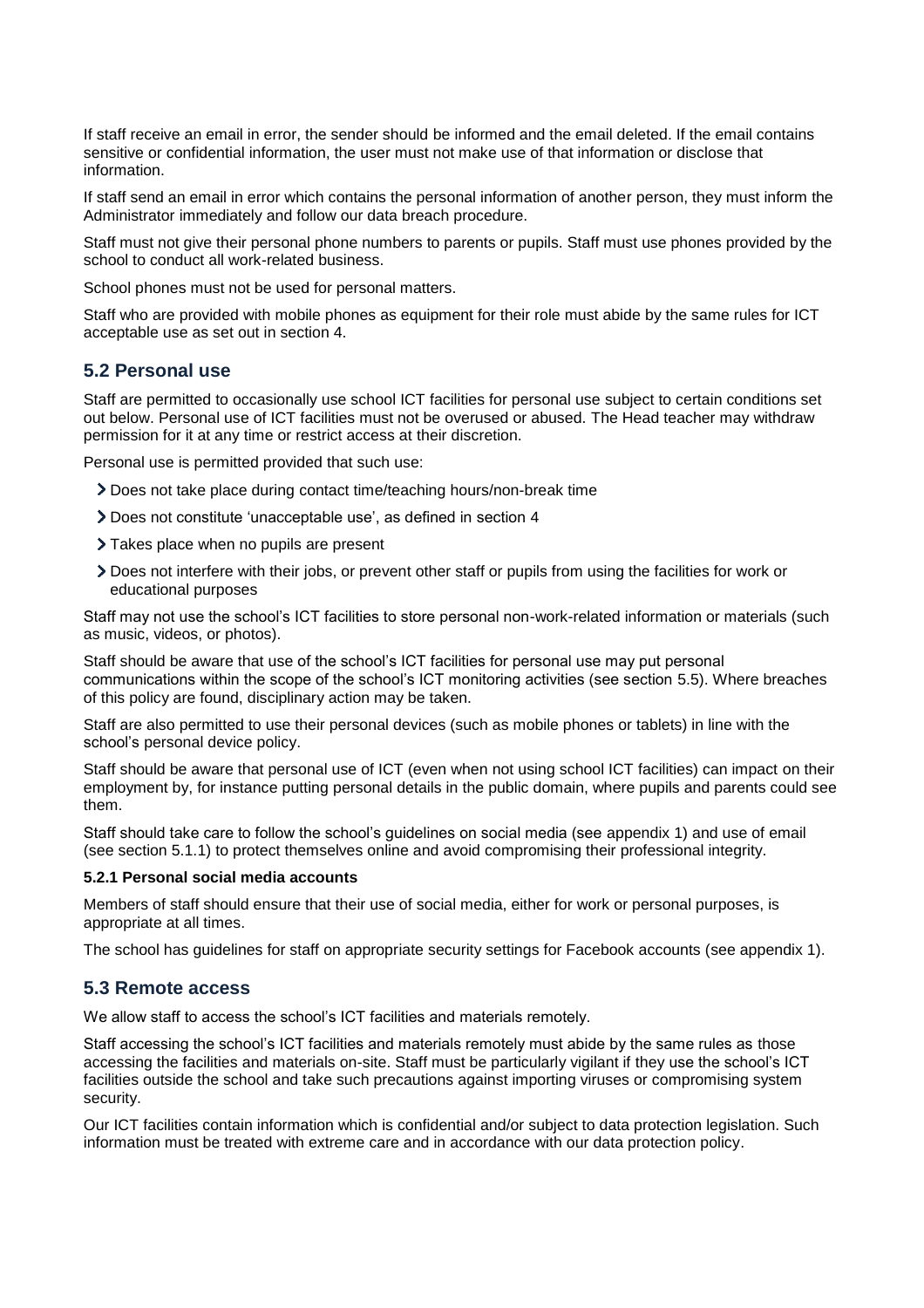If staff receive an email in error, the sender should be informed and the email deleted. If the email contains sensitive or confidential information, the user must not make use of that information or disclose that information.

If staff send an email in error which contains the personal information of another person, they must inform the Administrator immediately and follow our data breach procedure.

Staff must not give their personal phone numbers to parents or pupils. Staff must use phones provided by the school to conduct all work-related business.

School phones must not be used for personal matters.

Staff who are provided with mobile phones as equipment for their role must abide by the same rules for ICT acceptable use as set out in section 4.

## 5.2 Personal use

Staff are permitted to occasionally use school ICT facilities for personal use subject to certain conditions set out below. Personal use of ICT facilities must not be overused or abused. The Head teacher may withdraw permission for it at any time or restrict access at their discretion.

Personal use is permitted provided that such use:

- Does not take place during contact time/teaching hours/non-break time
- Does not constitute 'unacceptable use', as defined in section 4
- Takes place when no pupils are present
- Does not interfere with their jobs, or prevent other staff or pupils from using the facilities for work or educational purposes

Staff may not use the school's ICT facilities to store personal non-work-related information or materials (such as music, videos, or photos).

Staff should be aware that use of the school's ICT facilities for personal use may put personal communications within the scope of the school's ICT monitoring activities (see section 5.5). Where breaches of this policy are found, disciplinary action may be taken.

Staff are also permitted to use their personal devices (such as mobile phones or tablets) in line with the school's personal device policy.

Staff should be aware that personal use of ICT (even when not using school ICT facilities) can impact on their employment by, for instance putting personal details in the public domain, where pupils and parents could see them.

Staff should take care to follow the school's guidelines on social media (see appendix 1) and use of email (see section 5.1.1) to protect themselves online and avoid compromising their professional integrity.

#### 5.2.1 Personal social media accounts

Members of staff should ensure that their use of social media, either for work or personal purposes, is appropriate at all times.

The school has guidelines for staff on appropriate security settings for Facebook accounts (see appendix 1).

## 5.3 Remote access

We allow staff to access the school's ICT facilities and materials remotely.

Staff accessing the school's ICT facilities and materials remotely must abide by the same rules as those accessing the facilities and materials on-site. Staff must be particularly vigilant if they use the school's ICT facilities outside the school and take such precautions against importing viruses or compromising system security.

Our ICT facilities contain information which is confidential and/or subject to data protection legislation. Such information must be treated with extreme care and in accordance with our data protection policy.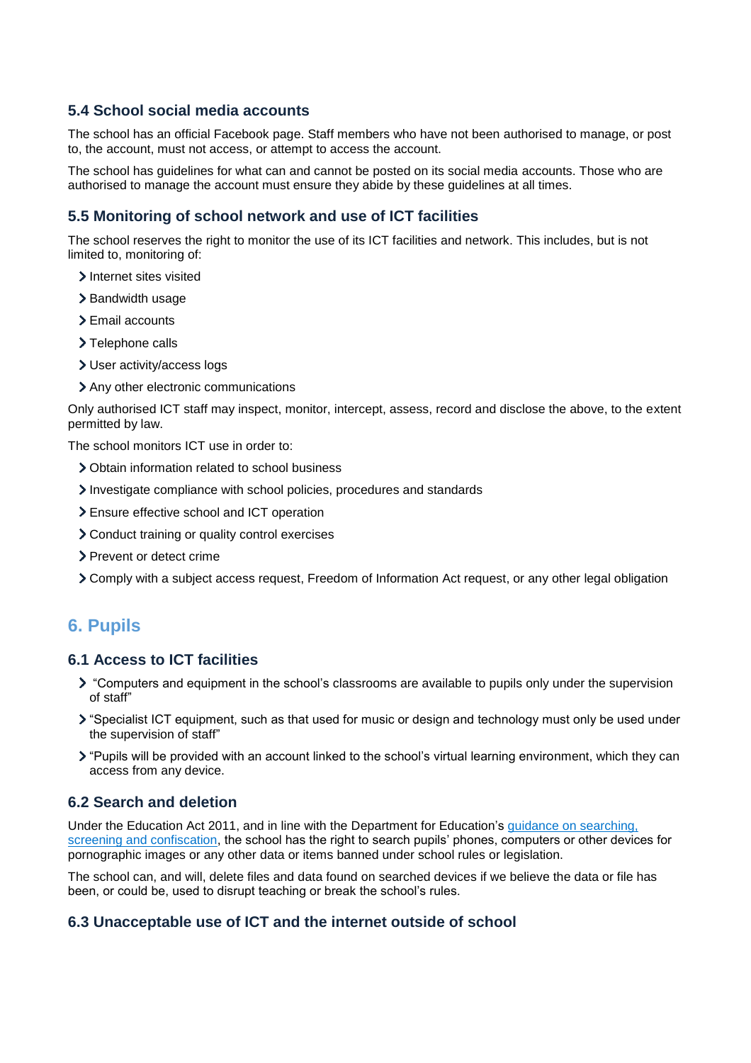### 5.4 School social media accounts

The school has an official Facebook page. Staff members who have not been authorised to manage, or post to, the account, must not access, or attempt to access the account.

The school has guidelines for what can and cannot be posted on its social media accounts. Those who are authorised to manage the account must ensure they abide by these guidelines at all times.

### 5.5 Monitoring of school network and use of ICT facilities

The school reserves the right to monitor the use of its ICT facilities and network. This includes, but is not limited to, monitoring of:

- Internet sites visited
- Bandwidth usage
- Email accounts
- Telephone calls
- User activity/access logs
- Any other electronic communications

Only authorised ICT staff may inspect, monitor, intercept, assess, record and disclose the above, to the extent permitted by law.

The school monitors ICT use in order to:

- Obtain information related to school business
- Investigate compliance with school policies, procedures and standards
- Ensure effective school and ICT operation
- Conduct training or quality control exercises
- Prevent or detect crime
- Comply with a subject access request, Freedom of Information Act request, or any other legal obligation

## 6. Pupils

### 6.1 Access to ICT facilities

- "Computers and equipment in the school's classrooms are available to pupils only under the supervision of staff"
- "Specialist ICT equipment, such as that used for music or design and technology must only be used under the supervision of staff"
- "Pupils will be provided with an account linked to the school's virtual learning environment, which they can access from any device.

### 6.2 Search and deletion

Under the Education Act 2011, and in line with the Department for Education's guidance on searching, screening and confiscation, the school has the right to search pupils' phones, computers or other devices for pornographic images or any other data or items banned under school rules or legislation.

The school can, and will, delete files and data found on searched devices if we believe the data or file has been, or could be, used to disrupt teaching or break the school's rules.

### 6.3 Unacceptable use of ICT and the internet outside of school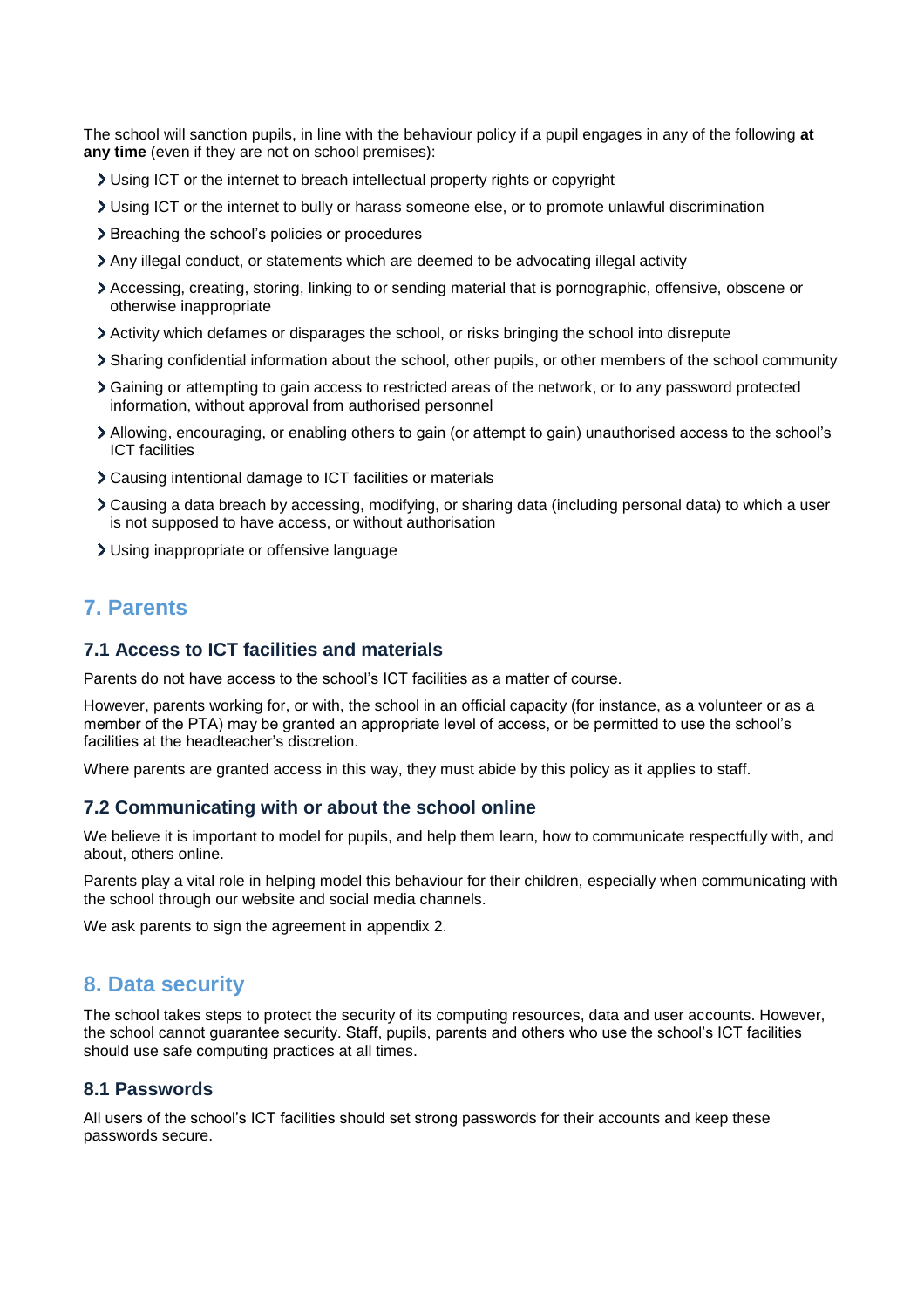The school will sanction pupils, in line with the behaviour policy if a pupil engages in any of the following **at any time** (even if they are not on school premises):

- Using ICT or the internet to breach intellectual property rights or copyright
- Using ICT or the internet to bully or harass someone else, or to promote unlawful discrimination
- Breaching the school's policies or procedures
- Any illegal conduct, or statements which are deemed to be advocating illegal activity
- Accessing, creating, storing, linking to or sending material that is pornographic, offensive, obscene or otherwise inappropriate
- Activity which defames or disparages the school, or risks bringing the school into disrepute
- Sharing confidential information about the school, other pupils, or other members of the school community
- Gaining or attempting to gain access to restricted areas of the network, or to any password protected information, without approval from authorised personnel
- Allowing, encouraging, or enabling others to gain (or attempt to gain) unauthorised access to the school's ICT facilities
- Causing intentional damage to ICT facilities or materials
- Causing a data breach by accessing, modifying, or sharing data (including personal data) to which a user is not supposed to have access, or without authorisation
- Using inappropriate or offensive language

## 7. Parents

### 7.1 Access to ICT facilities and materials

Parents do not have access to the school's ICT facilities as a matter of course.

However, parents working for, or with, the school in an official capacity (for instance, as a volunteer or as a member of the PTA) may be granted an appropriate level of access, or be permitted to use the school's facilities at the headteacher's discretion.

Where parents are granted access in this way, they must abide by this policy as it applies to staff.

### 7.2 Communicating with or about the school online

We believe it is important to model for pupils, and help them learn, how to communicate respectfully with, and about, others online.

Parents play a vital role in helping model this behaviour for their children, especially when communicating with the school through our website and social media channels.

We ask parents to sign the agreement in appendix 2.

## 8. Data security

The school takes steps to protect the security of its computing resources, data and user accounts. However, the school cannot guarantee security. Staff, pupils, parents and others who use the school's ICT facilities should use safe computing practices at all times.

### 8.1 Passwords

All users of the school's ICT facilities should set strong passwords for their accounts and keep these passwords secure.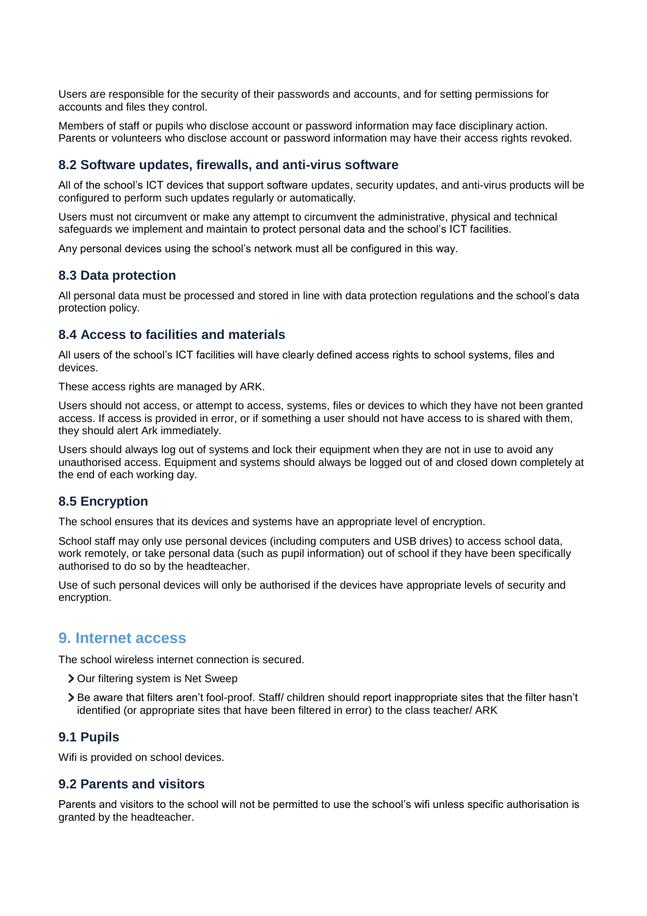Users are responsible for the security of their passwords and accounts, and for setting permissions for accounts and files they control.

Members of staff or pupils who disclose account or password information may face disciplinary action. Parents or volunteers who disclose account or password information may have their access rights revoked.

### 8.2 Software updates, firewalls, and anti-virus software

All of the school's ICT devices that support software updates, security updates, and anti-virus products will be configured to perform such updates regularly or automatically.

Users must not circumvent or make any attempt to circumvent the administrative, physical and technical safeguards we implement and maintain to protect personal data and the school's ICT facilities.

Any personal devices using the school's network must all be configured in this way.

### 8.3 Data protection

All personal data must be processed and stored in line with data protection regulations and the school's data protection policy.

### 8.4 Access to facilities and materials

All users of the school's ICT facilities will have clearly defined access rights to school systems, files and devices.

These access rights are managed by ARK.

Users should not access, or attempt to access, systems, files or devices to which they have not been granted access. If access is provided in error, or if something a user should not have access to is shared with them, they should alert Ark immediately.

Users should always log out of systems and lock their equipment when they are not in use to avoid any unauthorised access. Equipment and systems should always be logged out of and closed down completely at the end of each working day.

### 8.5 Encryption

The school ensures that its devices and systems have an appropriate level of encryption.

School staff may only use personal devices (including computers and USB drives) to access school data, work remotely, or take personal data (such as pupil information) out of school if they have been specifically authorised to do so by the headteacher.

Use of such personal devices will only be authorised if the devices have appropriate levels of security and encryption.

## 9. Internet access

The school wireless internet connection is secured.

- Our filtering system is Net Sweep
- Be aware that filters aren't fool-proof. Staff/ children should report inappropriate sites that the filter hasn't identified (or appropriate sites that have been filtered in error) to the class teacher/ ARK

### 9.1 Pupils

Wifi is provided on school devices.

### 9.2 Parents and visitors

Parents and visitors to the school will not be permitted to use the school's wifi unless specific authorisation is granted by the headteacher.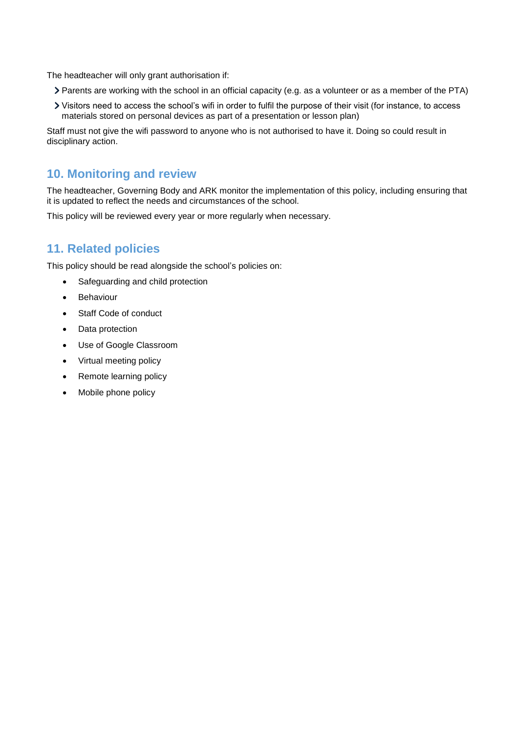The headteacher will only grant authorisation if:

- Parents are working with the school in an official capacity (e.g. as a volunteer or as a member of the PTA)
- Visitors need to access the school's wifi in order to fulfil the purpose of their visit (for instance, to access materials stored on personal devices as part of a presentation or lesson plan)

Staff must not give the wifi password to anyone who is not authorised to have it. Doing so could result in disciplinary action.

## 10. Monitoring and review

The headteacher, Governing Body and ARK monitor the implementation of this policy, including ensuring that it is updated to reflect the needs and circumstances of the school.

This policy will be reviewed every year or more regularly when necessary.

## 11. Related policies

This policy should be read alongside the school's policies on:

- Safeguarding and child protection
- Behaviour
- Staff Code of conduct
- Data protection
- Use of Google Classroom
- Virtual meeting policy
- Remote learning policy
- Mobile phone policy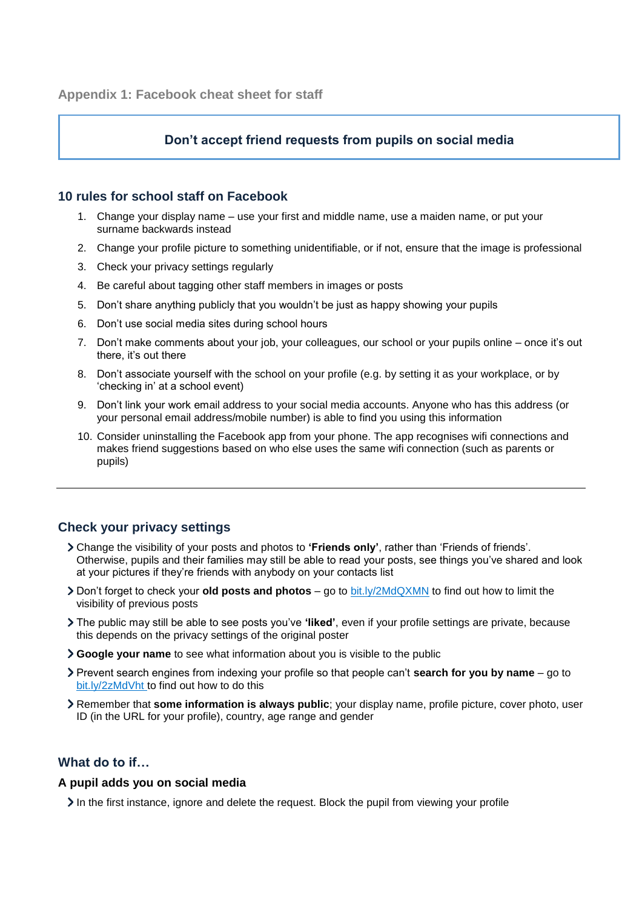## Appendix 1: Facebook cheat sheet for staff

**Don't accept friend requests from pupils on social media**

### 10 rules for school staff on Facebook

1. Change your display name – use your first and middle name, use a maiden name, or put your surname backwards instead
2. Change your profile picture to something unidentifiable, or if not, ensure that the image is professional
3. Check your privacy settings regularly
4. Be careful about tagging other staff members in images or posts
5. Don't share anything publicly that you wouldn't be just as happy showing your pupils
6. Don't use social media sites during school hours
7. Don't make comments about your job, your colleagues, our school or your pupils online – once it's out there, it's out there
8. Don't associate yourself with the school on your profile (e.g. by setting it as your workplace, or by 'checking in' at a school event)
9. Don't link your work email address to your social media accounts. Anyone who has this address (or your personal email address/mobile number) is able to find you using this information
10. Consider uninstalling the Facebook app from your phone. The app recognises wifi connections and makes friend suggestions based on who else uses the same wifi connection (such as parents or pupils)

---

### Check your privacy settings

- Change the visibility of your posts and photos to **'Friends only'**, rather than 'Friends of friends'. Otherwise, pupils and their families may still be able to read your posts, see things you've shared and look at your pictures if they're friends with anybody on your contacts list
- Don't forget to check your **old posts and photos** – go to bit.ly/2MdQXMN to find out how to limit the visibility of previous posts
- The public may still be able to see posts you've **'liked'**, even if your profile settings are private, because this depends on the privacy settings of the original poster
- **Google your name** to see what information about you is visible to the public
- Prevent search engines from indexing your profile so that people can't **search for you by name** – go to bit.ly/2zMdVht to find out how to do this
- Remember that **some information is always public**; your display name, profile picture, cover photo, user ID (in the URL for your profile), country, age range and gender

### What do to if…

#### A pupil adds you on social media

- In the first instance, ignore and delete the request. Block the pupil from viewing your profile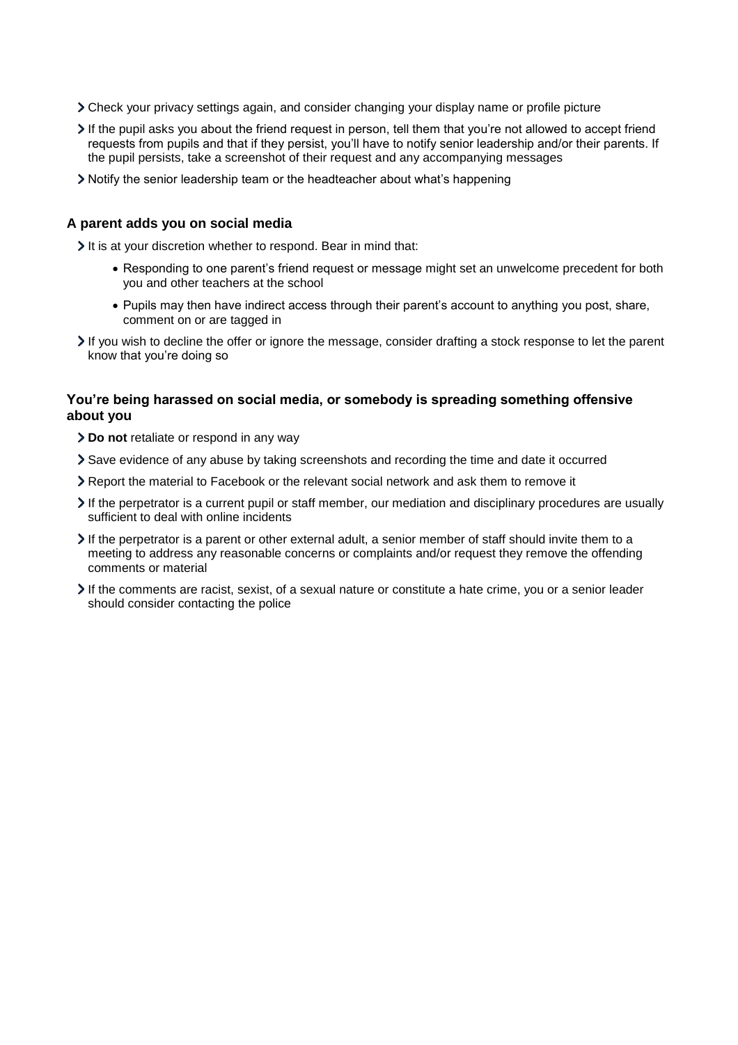- Check your privacy settings again, and consider changing your display name or profile picture
- If the pupil asks you about the friend request in person, tell them that you're not allowed to accept friend requests from pupils and that if they persist, you'll have to notify senior leadership and/or their parents. If the pupil persists, take a screenshot of their request and any accompanying messages
- Notify the senior leadership team or the headteacher about what's happening

### A parent adds you on social media

- It is at your discretion whether to respond. Bear in mind that:
  - Responding to one parent's friend request or message might set an unwelcome precedent for both you and other teachers at the school
  - Pupils may then have indirect access through their parent's account to anything you post, share, comment on or are tagged in
- If you wish to decline the offer or ignore the message, consider drafting a stock response to let the parent know that you're doing so

### You're being harassed on social media, or somebody is spreading something offensive about you

- **Do not** retaliate or respond in any way
- Save evidence of any abuse by taking screenshots and recording the time and date it occurred
- Report the material to Facebook or the relevant social network and ask them to remove it
- If the perpetrator is a current pupil or staff member, our mediation and disciplinary procedures are usually sufficient to deal with online incidents
- If the perpetrator is a parent or other external adult, a senior member of staff should invite them to a meeting to address any reasonable concerns or complaints and/or request they remove the offending comments or material
- If the comments are racist, sexist, of a sexual nature or constitute a hate crime, you or a senior leader should consider contacting the police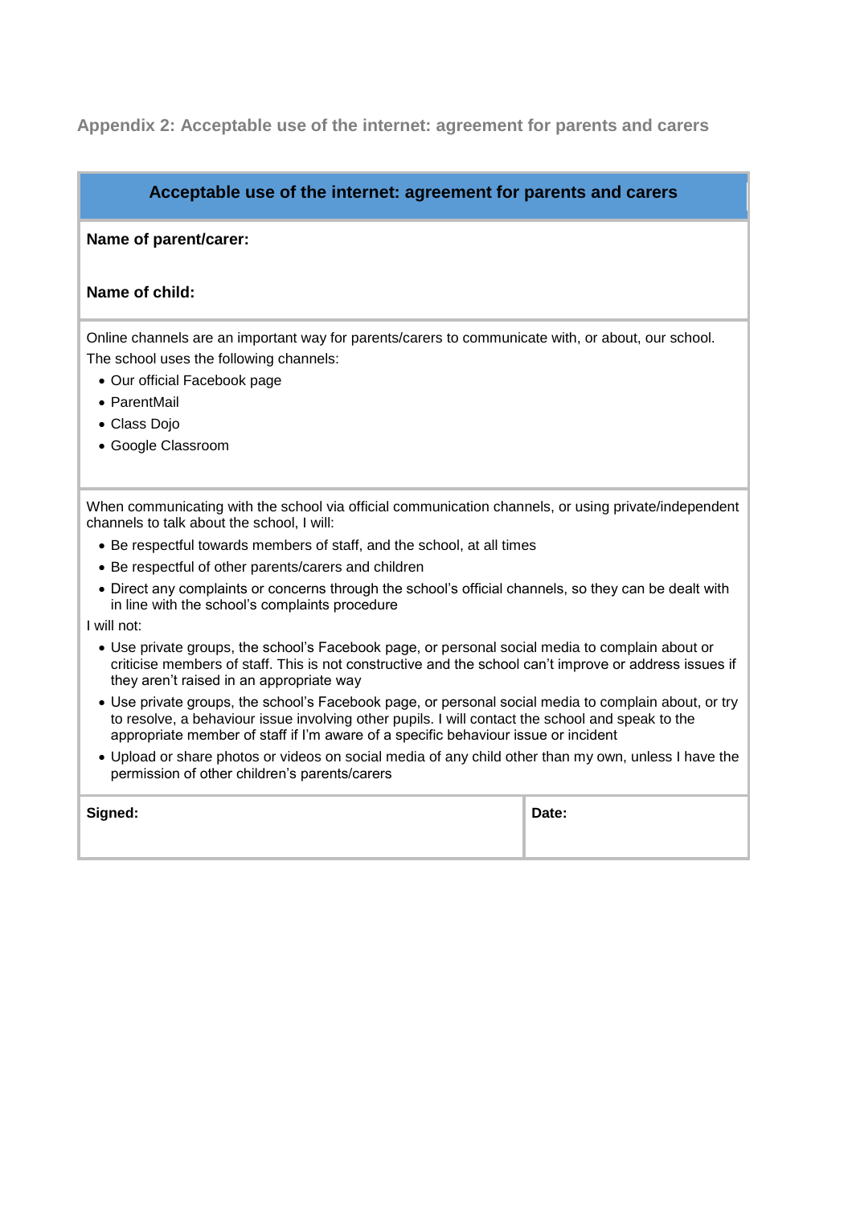## Appendix 2: Acceptable use of the internet: agreement for parents and carers

| Acceptable use of the internet: agreement for parents and carers | |
|---|---|
| **Name of parent/carer:**<br><br>**Name of child:** | |
| Online channels are an important way for parents/carers to communicate with, or about, our school.<br>The school uses the following channels:<br>• Our official Facebook page<br>• ParentMail<br>• Class Dojo<br>• Google Classroom | |
| When communicating with the school via official communication channels, or using private/independent channels to talk about the school, I will:<br>• Be respectful towards members of staff, and the school, at all times<br>• Be respectful of other parents/carers and children<br>• Direct any complaints or concerns through the school's official channels, so they can be dealt with in line with the school's complaints procedure<br>I will not:<br>• Use private groups, the school's Facebook page, or personal social media to complain about or criticise members of staff. This is not constructive and the school can't improve or address issues if they aren't raised in an appropriate way<br>• Use private groups, the school's Facebook page, or personal social media to complain about, or try to resolve, a behaviour issue involving other pupils. I will contact the school and speak to the appropriate member of staff if I'm aware of a specific behaviour issue or incident<br>• Upload or share photos or videos on social media of any child other than my own, unless I have the permission of other children's parents/carers | |
| **Signed:** | **Date:** |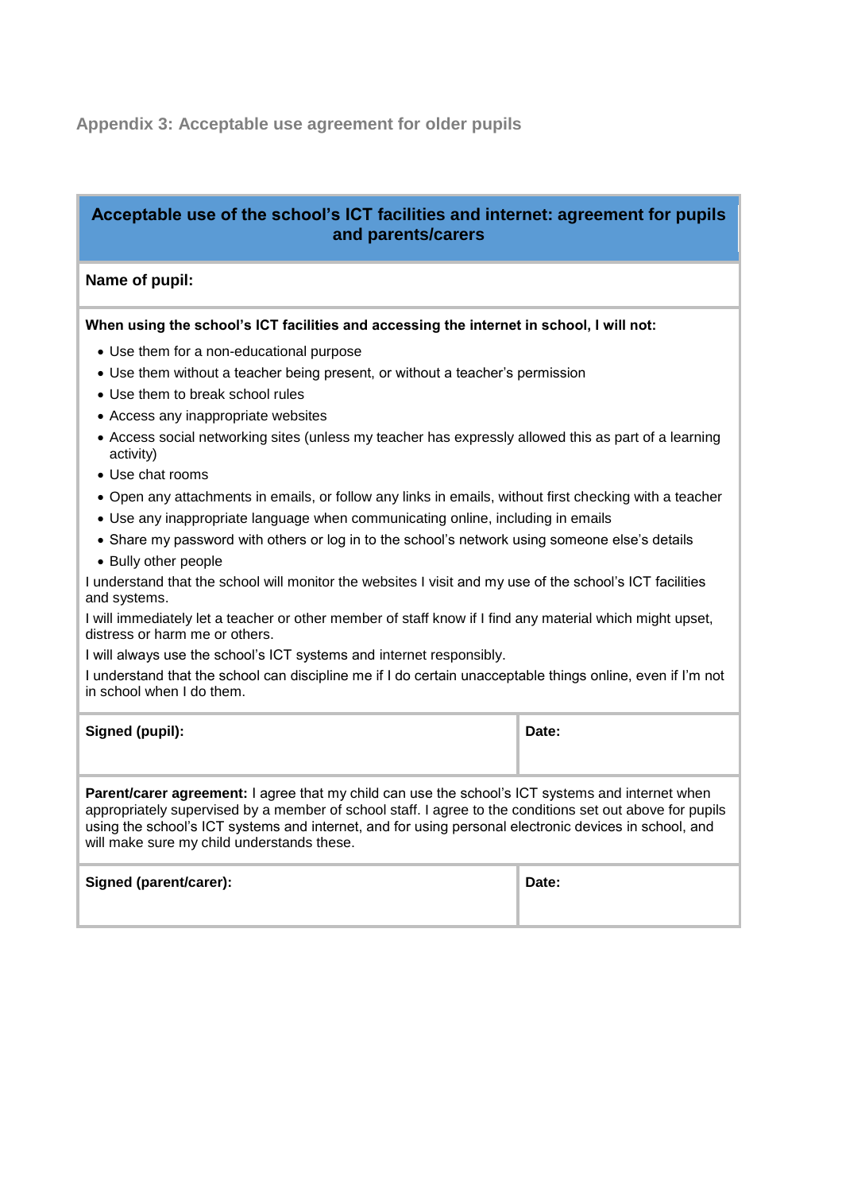## Appendix 3: Acceptable use agreement for older pupils

### Acceptable use of the school's ICT facilities and internet: agreement for pupils and parents/carers

**Name of pupil:**

**When using the school's ICT facilities and accessing the internet in school, I will not:**

- Use them for a non-educational purpose
- Use them without a teacher being present, or without a teacher's permission
- Use them to break school rules
- Access any inappropriate websites
- Access social networking sites (unless my teacher has expressly allowed this as part of a learning activity)
- Use chat rooms
- Open any attachments in emails, or follow any links in emails, without first checking with a teacher
- Use any inappropriate language when communicating online, including in emails
- Share my password with others or log in to the school's network using someone else's details
- Bully other people

I understand that the school will monitor the websites I visit and my use of the school's ICT facilities and systems.

I will immediately let a teacher or other member of staff know if I find any material which might upset, distress or harm me or others.

I will always use the school's ICT systems and internet responsibly.

I understand that the school can discipline me if I do certain unacceptable things online, even if I'm not in school when I do them.

| **Signed (pupil):** | **Date:** |
|---|---|

**Parent/carer agreement:** I agree that my child can use the school's ICT systems and internet when appropriately supervised by a member of school staff. I agree to the conditions set out above for pupils using the school's ICT systems and internet, and for using personal electronic devices in school, and will make sure my child understands these.

| **Signed (parent/carer):** | **Date:** |
|---|---|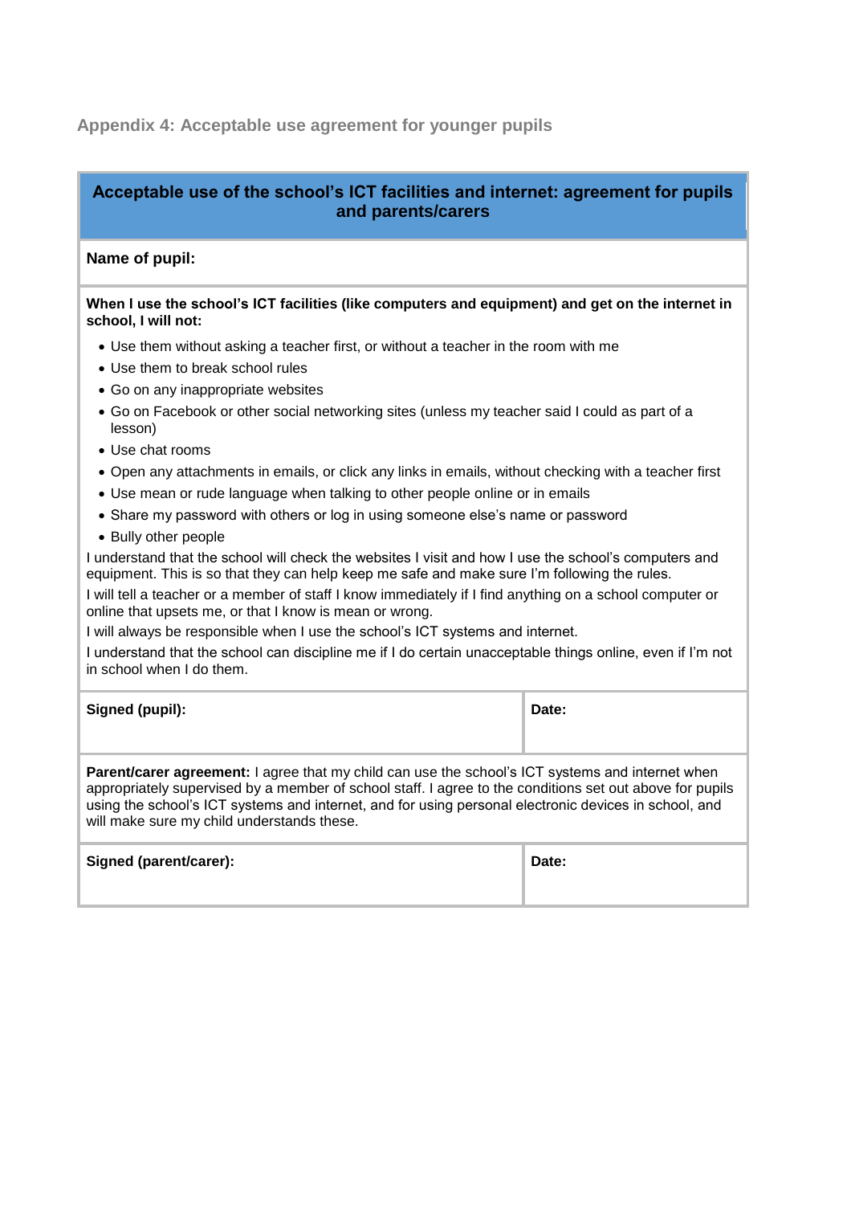## Appendix 4: Acceptable use agreement for younger pupils

### Acceptable use of the school's ICT facilities and internet: agreement for pupils and parents/carers

**Name of pupil:**

**When I use the school's ICT facilities (like computers and equipment) and get on the internet in school, I will not:**

- Use them without asking a teacher first, or without a teacher in the room with me
- Use them to break school rules
- Go on any inappropriate websites
- Go on Facebook or other social networking sites (unless my teacher said I could as part of a lesson)
- Use chat rooms
- Open any attachments in emails, or click any links in emails, without checking with a teacher first
- Use mean or rude language when talking to other people online or in emails
- Share my password with others or log in using someone else's name or password
- Bully other people

I understand that the school will check the websites I visit and how I use the school's computers and equipment. This is so that they can help keep me safe and make sure I'm following the rules.

I will tell a teacher or a member of staff I know immediately if I find anything on a school computer or online that upsets me, or that I know is mean or wrong.

I will always be responsible when I use the school's ICT systems and internet.

I understand that the school can discipline me if I do certain unacceptable things online, even if I'm not in school when I do them.

| **Signed (pupil):** | **Date:** |
| --- | --- |

**Parent/carer agreement:** I agree that my child can use the school's ICT systems and internet when appropriately supervised by a member of school staff. I agree to the conditions set out above for pupils using the school's ICT systems and internet, and for using personal electronic devices in school, and will make sure my child understands these.

| **Signed (parent/carer):** | **Date:** |
| --- | --- |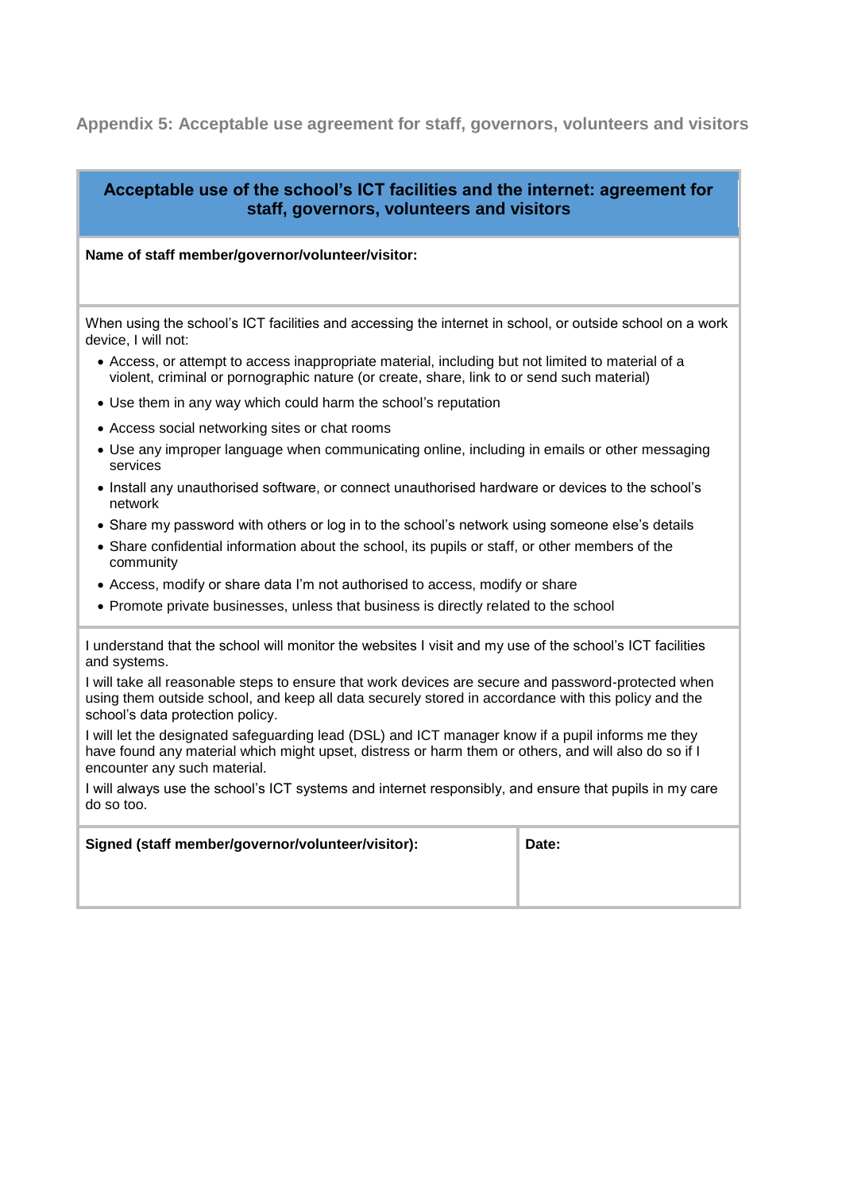## Appendix 5: Acceptable use agreement for staff, governors, volunteers and visitors

**Acceptable use of the school's ICT facilities and the internet: agreement for staff, governors, volunteers and visitors**

**Name of staff member/governor/volunteer/visitor:**

When using the school's ICT facilities and accessing the internet in school, or outside school on a work device, I will not:

- Access, or attempt to access inappropriate material, including but not limited to material of a violent, criminal or pornographic nature (or create, share, link to or send such material)
- Use them in any way which could harm the school's reputation
- Access social networking sites or chat rooms
- Use any improper language when communicating online, including in emails or other messaging services
- Install any unauthorised software, or connect unauthorised hardware or devices to the school's network
- Share my password with others or log in to the school's network using someone else's details
- Share confidential information about the school, its pupils or staff, or other members of the community
- Access, modify or share data I'm not authorised to access, modify or share
- Promote private businesses, unless that business is directly related to the school

I understand that the school will monitor the websites I visit and my use of the school's ICT facilities and systems.

I will take all reasonable steps to ensure that work devices are secure and password-protected when using them outside school, and keep all data securely stored in accordance with this policy and the school's data protection policy.

I will let the designated safeguarding lead (DSL) and ICT manager know if a pupil informs me they have found any material which might upset, distress or harm them or others, and will also do so if I encounter any such material.

I will always use the school's ICT systems and internet responsibly, and ensure that pupils in my care do so too.

| | |
|---|---|
| **Signed (staff member/governor/volunteer/visitor):** | **Date:** |